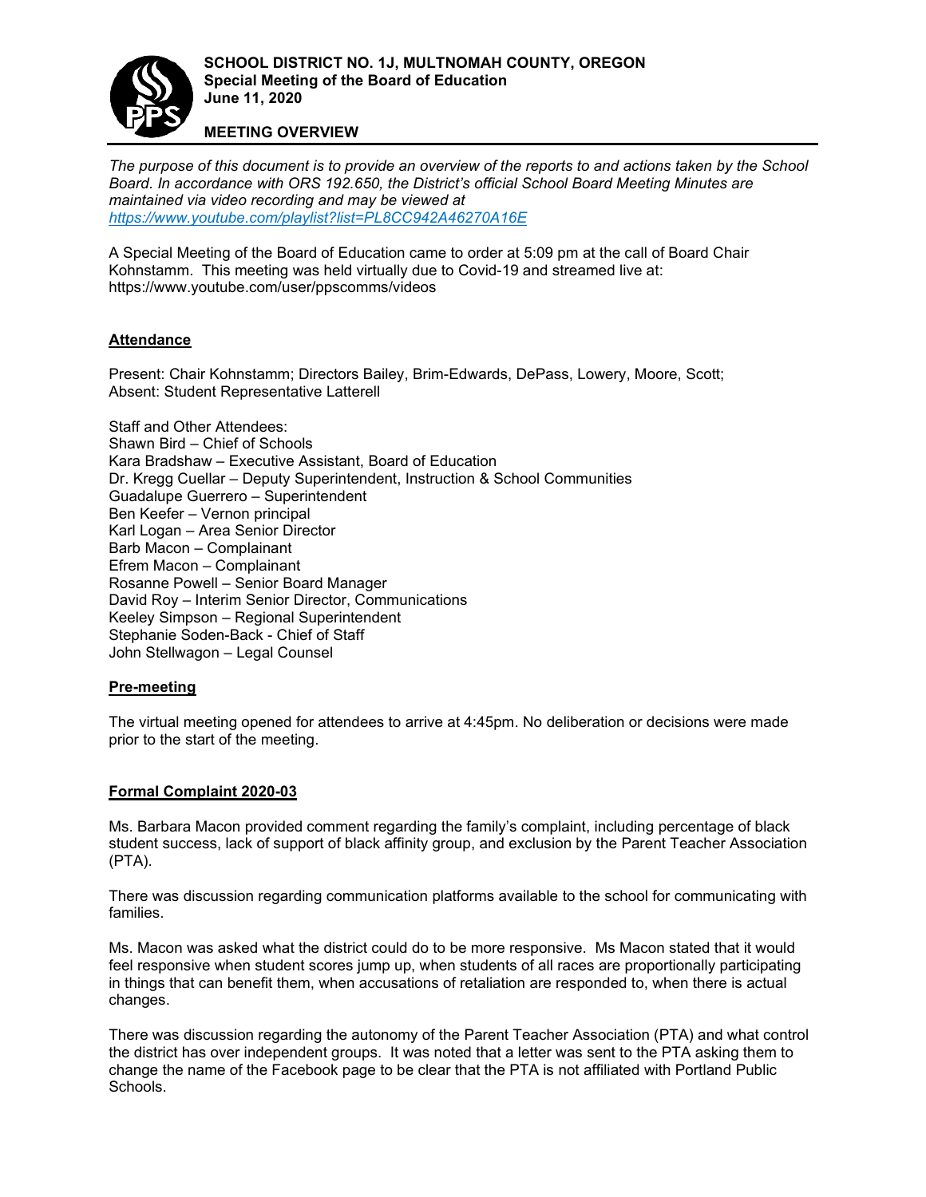**SCHOOL DISTRICT NO. 1J, MULTNOMAH COUNTY, OREGON**
**Special Meeting of the Board of Education**
**June 11, 2020**

**MEETING OVERVIEW**

*The purpose of this document is to provide an overview of the reports to and actions taken by the School Board. In accordance with ORS 192.650, the District's official School Board Meeting Minutes are maintained via video recording and may be viewed at [https://www.youtube.com/playlist?list=PL8CC942A46270A16E](https://www.youtube.com/playlist?list=PL8CC942A46270A16E)*

A Special Meeting of the Board of Education came to order at 5:09 pm at the call of Board Chair Kohnstamm. This meeting was held virtually due to Covid-19 and streamed live at: https://www.youtube.com/user/ppscomms/videos

## Attendance

Present: Chair Kohnstamm; Directors Bailey, Brim-Edwards, DePass, Lowery, Moore, Scott;
Absent: Student Representative Latterell

Staff and Other Attendees:
Shawn Bird – Chief of Schools
Kara Bradshaw – Executive Assistant, Board of Education
Dr. Kregg Cuellar – Deputy Superintendent, Instruction & School Communities
Guadalupe Guerrero – Superintendent
Ben Keefer – Vernon principal
Karl Logan – Area Senior Director
Barb Macon – Complainant
Efrem Macon – Complainant
Rosanne Powell – Senior Board Manager
David Roy – Interim Senior Director, Communications
Keeley Simpson – Regional Superintendent
Stephanie Soden-Back - Chief of Staff
John Stellwagon – Legal Counsel

## Pre-meeting

The virtual meeting opened for attendees to arrive at 4:45pm. No deliberation or decisions were made prior to the start of the meeting.

## Formal Complaint 2020-03

Ms. Barbara Macon provided comment regarding the family's complaint, including percentage of black student success, lack of support of black affinity group, and exclusion by the Parent Teacher Association (PTA).

There was discussion regarding communication platforms available to the school for communicating with families.

Ms. Macon was asked what the district could do to be more responsive. Ms Macon stated that it would feel responsive when student scores jump up, when students of all races are proportionally participating in things that can benefit them, when accusations of retaliation are responded to, when there is actual changes.

There was discussion regarding the autonomy of the Parent Teacher Association (PTA) and what control the district has over independent groups. It was noted that a letter was sent to the PTA asking them to change the name of the Facebook page to be clear that the PTA is not affiliated with Portland Public Schools.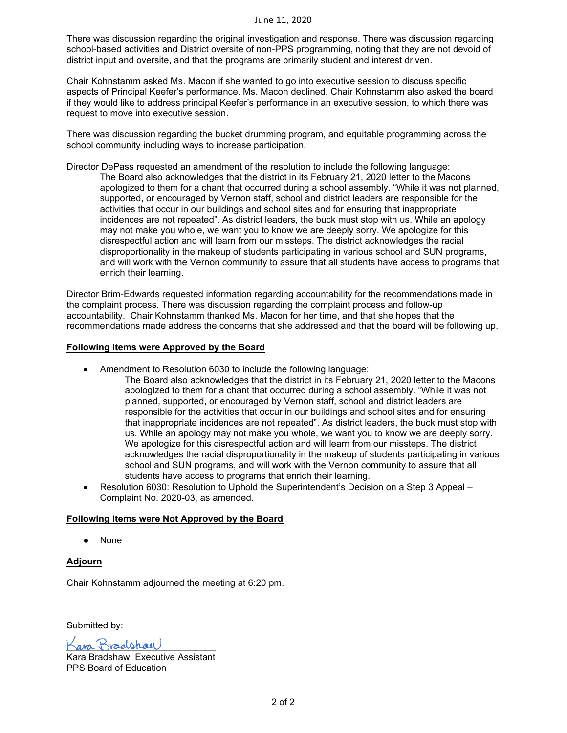June 11, 2020

There was discussion regarding the original investigation and response. There was discussion regarding school-based activities and District oversite of non-PPS programming, noting that they are not devoid of district input and oversite, and that the programs are primarily student and interest driven.

Chair Kohnstamm asked Ms. Macon if she wanted to go into executive session to discuss specific aspects of Principal Keefer's performance. Ms. Macon declined. Chair Kohnstamm also asked the board if they would like to address principal Keefer's performance in an executive session, to which there was request to move into executive session.

There was discussion regarding the bucket drumming program, and equitable programming across the school community including ways to increase participation.

Director DePass requested an amendment of the resolution to include the following language:

> The Board also acknowledges that the district in its February 21, 2020 letter to the Macons apologized to them for a chant that occurred during a school assembly. "While it was not planned, supported, or encouraged by Vernon staff, school and district leaders are responsible for the activities that occur in our buildings and school sites and for ensuring that inappropriate incidences are not repeated". As district leaders, the buck must stop with us. While an apology may not make you whole, we want you to know we are deeply sorry. We apologize for this disrespectful action and will learn from our missteps. The district acknowledges the racial disproportionality in the makeup of students participating in various school and SUN programs, and will work with the Vernon community to assure that all students have access to programs that enrich their learning.

Director Brim-Edwards requested information regarding accountability for the recommendations made in the complaint process. There was discussion regarding the complaint process and follow-up accountability. Chair Kohnstamm thanked Ms. Macon for her time, and that she hopes that the recommendations made address the concerns that she addressed and that the board will be following up.

**Following Items were Approved by the Board**

- Amendment to Resolution 6030 to include the following language:
  > The Board also acknowledges that the district in its February 21, 2020 letter to the Macons apologized to them for a chant that occurred during a school assembly. "While it was not planned, supported, or encouraged by Vernon staff, school and district leaders are responsible for the activities that occur in our buildings and school sites and for ensuring that inappropriate incidences are not repeated". As district leaders, the buck must stop with us. While an apology may not make you whole, we want you to know we are deeply sorry. We apologize for this disrespectful action and will learn from our missteps. The district acknowledges the racial disproportionality in the makeup of students participating in various school and SUN programs, and will work with the Vernon community to assure that all students have access to programs that enrich their learning.
- Resolution 6030: Resolution to Uphold the Superintendent's Decision on a Step 3 Appeal – Complaint No. 2020-03, as amended.

**Following Items were Not Approved by the Board**

- None

**Adjourn**

Chair Kohnstamm adjourned the meeting at 6:20 pm.

Submitted by:

Kara Bradshaw

Kara Bradshaw, Executive Assistant
PPS Board of Education